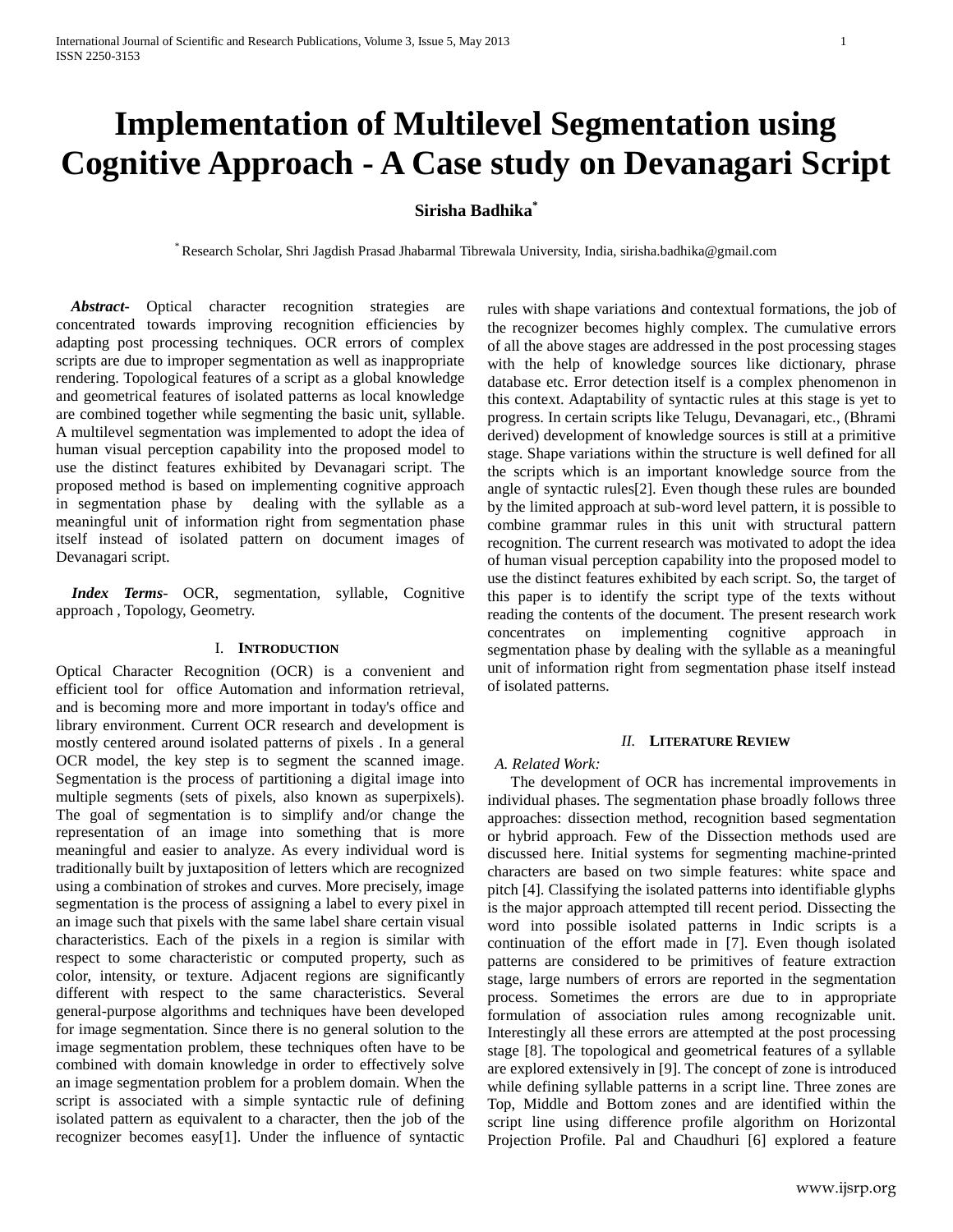# Implementation of Multilevel Segmentation using Cognitive Approach - A Case study on Devanagari Script

**Sirisha Badhika***

* Research Scholar, Shri Jagdish Prasad Jhabarmal Tibrewala University, India, sirisha.badhika@gmail.com

***Abstract-*** Optical character recognition strategies are concentrated towards improving recognition efficiencies by adapting post processing techniques. OCR errors of complex scripts are due to improper segmentation as well as inappropriate rendering. Topological features of a script as a global knowledge and geometrical features of isolated patterns as local knowledge are combined together while segmenting the basic unit, syllable. A multilevel segmentation was implemented to adopt the idea of human visual perception capability into the proposed model to use the distinct features exhibited by Devanagari script. The proposed method is based on implementing cognitive approach in segmentation phase by dealing with the syllable as a meaningful unit of information right from segmentation phase itself instead of isolated pattern on document images of Devanagari script.

***Index Terms-*** OCR, segmentation, syllable, Cognitive approach , Topology, Geometry.

## I. Introduction

Optical Character Recognition (OCR) is a convenient and efficient tool for office Automation and information retrieval, and is becoming more and more important in today's office and library environment. Current OCR research and development is mostly centered around isolated patterns of pixels . In a general OCR model, the key step is to segment the scanned image. Segmentation is the process of partitioning a digital image into multiple segments (sets of pixels, also known as superpixels). The goal of segmentation is to simplify and/or change the representation of an image into something that is more meaningful and easier to analyze. As every individual word is traditionally built by juxtaposition of letters which are recognized using a combination of strokes and curves. More precisely, image segmentation is the process of assigning a label to every pixel in an image such that pixels with the same label share certain visual characteristics. Each of the pixels in a region is similar with respect to some characteristic or computed property, such as color, intensity, or texture. Adjacent regions are significantly different with respect to the same characteristics. Several general-purpose algorithms and techniques have been developed for image segmentation. Since there is no general solution to the image segmentation problem, these techniques often have to be combined with domain knowledge in order to effectively solve an image segmentation problem for a problem domain. When the script is associated with a simple syntactic rule of defining isolated pattern as equivalent to a character, then the job of the recognizer becomes easy[1]. Under the influence of syntactic rules with shape variations and contextual formations, the job of the recognizer becomes highly complex. The cumulative errors of all the above stages are addressed in the post processing stages with the help of knowledge sources like dictionary, phrase database etc. Error detection itself is a complex phenomenon in this context. Adaptability of syntactic rules at this stage is yet to progress. In certain scripts like Telugu, Devanagari, etc., (Bhrami derived) development of knowledge sources is still at a primitive stage. Shape variations within the structure is well defined for all the scripts which is an important knowledge source from the angle of syntactic rules[2]. Even though these rules are bounded by the limited approach at sub-word level pattern, it is possible to combine grammar rules in this unit with structural pattern recognition. The current research was motivated to adopt the idea of human visual perception capability into the proposed model to use the distinct features exhibited by each script. So, the target of this paper is to identify the script type of the texts without reading the contents of the document. The present research work concentrates on implementing cognitive approach in segmentation phase by dealing with the syllable as a meaningful unit of information right from segmentation phase itself instead of isolated patterns.

## II. Literature Review

*A. Related Work:*

The development of OCR has incremental improvements in individual phases. The segmentation phase broadly follows three approaches: dissection method, recognition based segmentation or hybrid approach. Few of the Dissection methods used are discussed here. Initial systems for segmenting machine-printed characters are based on two simple features: white space and pitch [4]. Classifying the isolated patterns into identifiable glyphs is the major approach attempted till recent period. Dissecting the word into possible isolated patterns in Indic scripts is a continuation of the effort made in [7]. Even though isolated patterns are considered to be primitives of feature extraction stage, large numbers of errors are reported in the segmentation process. Sometimes the errors are due to in appropriate formulation of association rules among recognizable unit. Interestingly all these errors are attempted at the post processing stage [8]. The topological and geometrical features of a syllable are explored extensively in [9]. The concept of zone is introduced while defining syllable patterns in a script line. Three zones are Top, Middle and Bottom zones and are identified within the script line using difference profile algorithm on Horizontal Projection Profile. Pal and Chaudhuri [6] explored a feature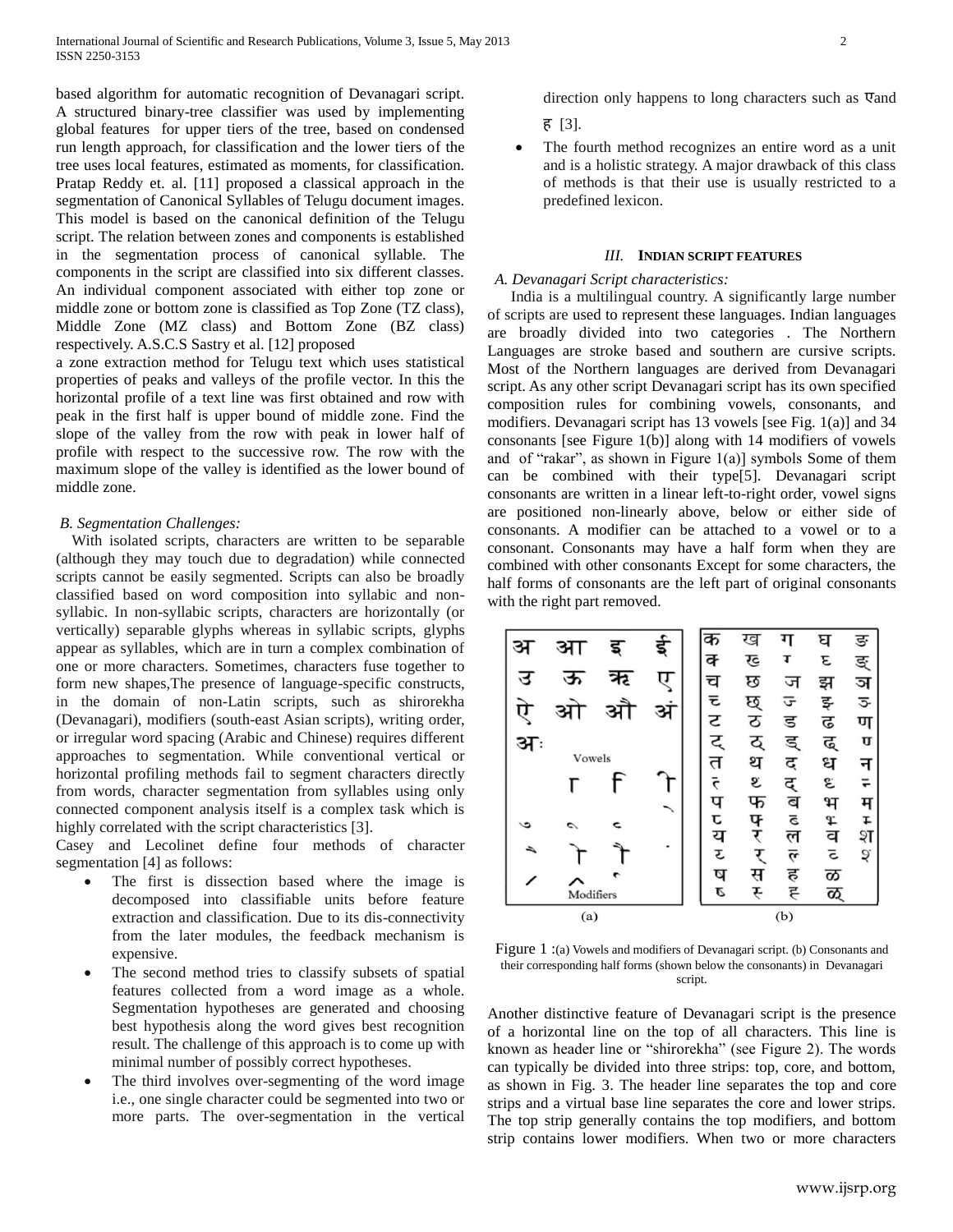based algorithm for automatic recognition of Devanagari script. A structured binary-tree classifier was used by implementing global features for upper tiers of the tree, based on condensed run length approach, for classification and the lower tiers of the tree uses local features, estimated as moments, for classification. Pratap Reddy et. al. [11] proposed a classical approach in the segmentation of Canonical Syllables of Telugu document images. This model is based on the canonical definition of the Telugu script. The relation between zones and components is established in the segmentation process of canonical syllable. The components in the script are classified into six different classes. An individual component associated with either top zone or middle zone or bottom zone is classified as Top Zone (TZ class), Middle Zone (MZ class) and Bottom Zone (BZ class) respectively. A.S.C.S Sastry et al. [12] proposed

a zone extraction method for Telugu text which uses statistical properties of peaks and valleys of the profile vector. In this the horizontal profile of a text line was first obtained and row with peak in the first half is upper bound of middle zone. Find the slope of the valley from the row with peak in lower half of profile with respect to the successive row. The row with the maximum slope of the valley is identified as the lower bound of middle zone.

### *B. Segmentation Challenges:*

With isolated scripts, characters are written to be separable (although they may touch due to degradation) while connected scripts cannot be easily segmented. Scripts can also be broadly classified based on word composition into syllabic and non-syllabic. In non-syllabic scripts, characters are horizontally (or vertically) separable glyphs whereas in syllabic scripts, glyphs appear as syllables, which are in turn a complex combination of one or more characters. Sometimes, characters fuse together to form new shapes,The presence of language-specific constructs, in the domain of non-Latin scripts, such as shirorekha (Devanagari), modifiers (south-east Asian scripts), writing order, or irregular word spacing (Arabic and Chinese) requires different approaches to segmentation. While conventional vertical or horizontal profiling methods fail to segment characters directly from words, character segmentation from syllables using only connected component analysis itself is a complex task which is highly correlated with the script characteristics [3].

Casey and Lecolinet define four methods of character segmentation [4] as follows:

- The first is dissection based where the image is decomposed into classifiable units before feature extraction and classification. Due to its dis-connectivity from the later modules, the feedback mechanism is expensive.
- The second method tries to classify subsets of spatial features collected from a word image as a whole. Segmentation hypotheses are generated and choosing best hypothesis along the word gives best recognition result. The challenge of this approach is to come up with minimal number of possibly correct hypotheses.
- The third involves over-segmenting of the word image i.e., one single character could be segmented into two or more parts. The over-segmentation in the vertical direction only happens to long characters such as एand ह [3].
- The fourth method recognizes an entire word as a unit and is a holistic strategy. A major drawback of this class of methods is that their use is usually restricted to a predefined lexicon.

## *III.* INDIAN SCRIPT FEATURES

### *A. Devanagari Script characteristics:*

India is a multilingual country. A significantly large number of scripts are used to represent these languages. Indian languages are broadly divided into two categories . The Northern Languages are stroke based and southern are cursive scripts. Most of the Northern languages are derived from Devanagari script. As any other script Devanagari script has its own specified composition rules for combining vowels, consonants, and modifiers. Devanagari script has 13 vowels [see Fig. 1(a)] and 34 consonants [see Figure 1(b)] along with 14 modifiers of vowels and of "rakar", as shown in Figure 1(a)] symbols Some of them can be combined with their type[5]. Devanagari script consonants are written in a linear left-to-right order, vowel signs are positioned non-linearly above, below or either side of consonants. A modifier can be attached to a vowel or to a consonant. Consonants may have a half form when they are combined with other consonants Except for some characters, the half forms of consonants are the left part of original consonants with the right part removed.

Figure 1 :(a) Vowels and modifiers of Devanagari script. (b) Consonants and their corresponding half forms (shown below the consonants) in Devanagari script.

Another distinctive feature of Devanagari script is the presence of a horizontal line on the top of all characters. This line is known as header line or "shirorekha" (see Figure 2). The words can typically be divided into three strips: top, core, and bottom, as shown in Fig. 3. The header line separates the top and core strips and a virtual base line separates the core and lower strips. The top strip generally contains the top modifiers, and bottom strip contains lower modifiers. When two or more characters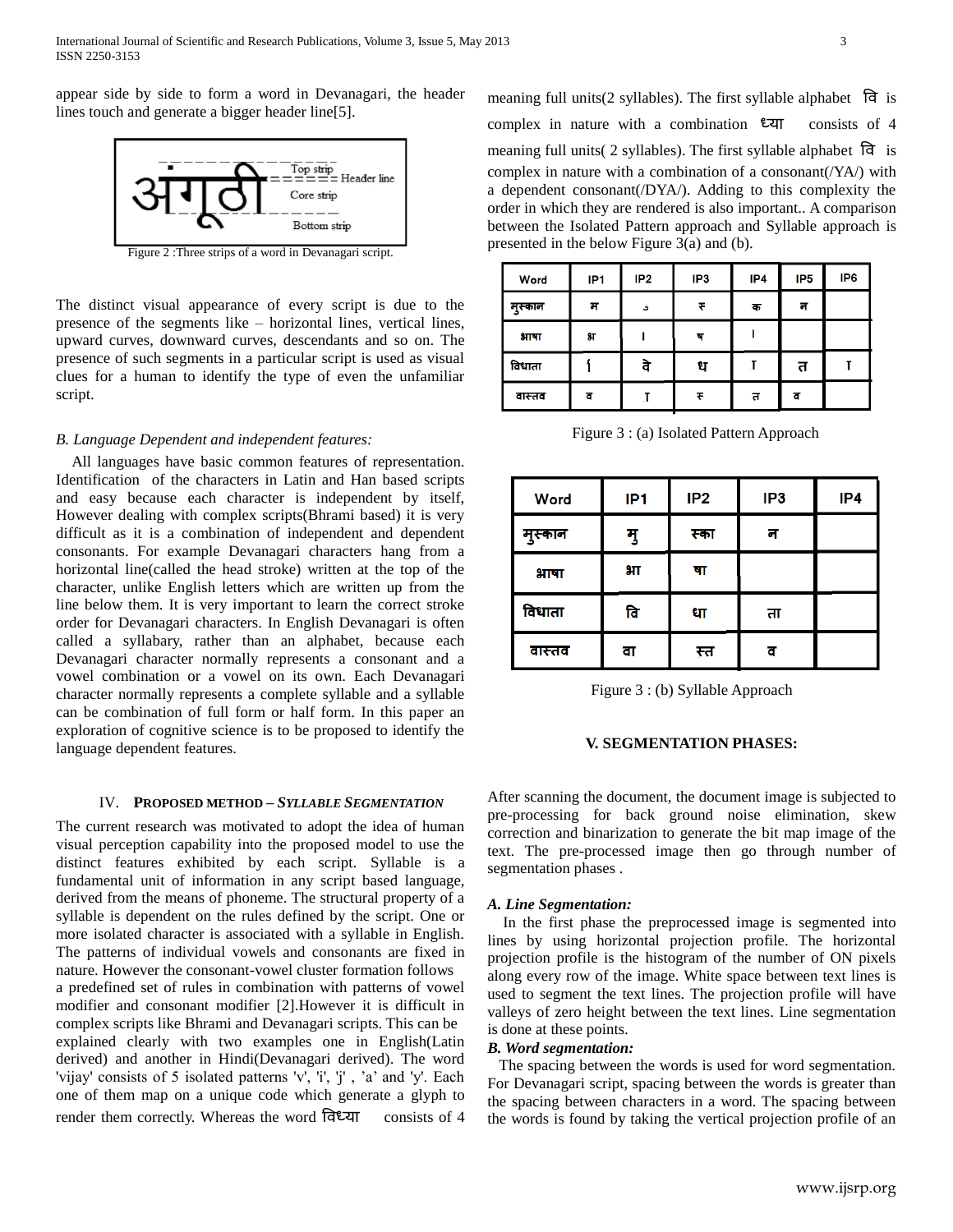appear side by side to form a word in Devanagari, the header lines touch and generate a bigger header line[5].

Figure 2 :Three strips of a word in Devanagari script.

The distinct visual appearance of every script is due to the presence of the segments like – horizontal lines, vertical lines, upward curves, downward curves, descendants and so on. The presence of such segments in a particular script is used as visual clues for a human to identify the type of even the unfamiliar script.

*B. Language Dependent and independent features:*

All languages have basic common features of representation. Identification of the characters in Latin and Han based scripts and easy because each character is independent by itself, However dealing with complex scripts(Bhrami based) it is very difficult as it is a combination of independent and dependent consonants. For example Devanagari characters hang from a horizontal line(called the head stroke) written at the top of the character, unlike English letters which are written up from the line below them. It is very important to learn the correct stroke order for Devanagari characters. In English Devanagari is often called a syllabary, rather than an alphabet, because each Devanagari character normally represents a consonant and a vowel combination or a vowel on its own. Each Devanagari character normally represents a complete syllable and a syllable can be combination of full form or half form. In this paper an exploration of cognitive science is to be proposed to identify the language dependent features.

## IV. PROPOSED METHOD – *SYLLABLE SEGMENTATION*

The current research was motivated to adopt the idea of human visual perception capability into the proposed model to use the distinct features exhibited by each script. Syllable is a fundamental unit of information in any script based language, derived from the means of phoneme. The structural property of a syllable is dependent on the rules defined by the script. One or more isolated character is associated with a syllable in English. The patterns of individual vowels and consonants are fixed in nature. However the consonant-vowel cluster formation follows a predefined set of rules in combination with patterns of vowel modifier and consonant modifier [2].However it is difficult in complex scripts like Bhrami and Devanagari scripts. This can be explained clearly with two examples one in English(Latin derived) and another in Hindi(Devanagari derived). The word 'vijay' consists of 5 isolated patterns 'v', 'i', 'j' , 'a' and 'y'. Each one of them map on a unique code which generate a glyph to render them correctly. Whereas the word विध्या consists of 4 meaning full units(2 syllables). The first syllable alphabet वि is complex in nature with a combination ध्या consists of 4 meaning full units( 2 syllables). The first syllable alphabet वि is complex in nature with a combination of a consonant(/YA/) with a dependent consonant(/DYA/). Adding to this complexity the order in which they are rendered is also important.. A comparison between the Isolated Pattern approach and Syllable approach is presented in the below Figure 3(a) and (b).

| Word | IP1 | IP2 | IP3 | IP4 | IP5 | IP6 |
|---|---|---|---|---|---|---|
| मुस्कान | म | ु | स् | क | न | |
| भाषा | भ | ा | ष | ा | | |
| विधाता | ि | व | ध | ा | त | ा |
| वास्तव | व | ा | स् | त | व | |

Figure 3 : (a) Isolated Pattern Approach

| Word | IP1 | IP2 | IP3 | IP4 |
|---|---|---|---|---|
| मुस्कान | मु | स्का | न | |
| भाषा | भा | षा | | |
| विधाता | वि | धा | ता | |
| वास्तव | वा | स्त | व | |

Figure 3 : (b) Syllable Approach

## V. SEGMENTATION PHASES:

After scanning the document, the document image is subjected to pre-processing for back ground noise elimination, skew correction and binarization to generate the bit map image of the text. The pre-processed image then go through number of segmentation phases .

***A. Line Segmentation:***

In the first phase the preprocessed image is segmented into lines by using horizontal projection profile. The horizontal projection profile is the histogram of the number of ON pixels along every row of the image. White space between text lines is used to segment the text lines. The projection profile will have valleys of zero height between the text lines. Line segmentation is done at these points.

***B. Word segmentation:***

The spacing between the words is used for word segmentation. For Devanagari script, spacing between the words is greater than the spacing between characters in a word. The spacing between the words is found by taking the vertical projection profile of an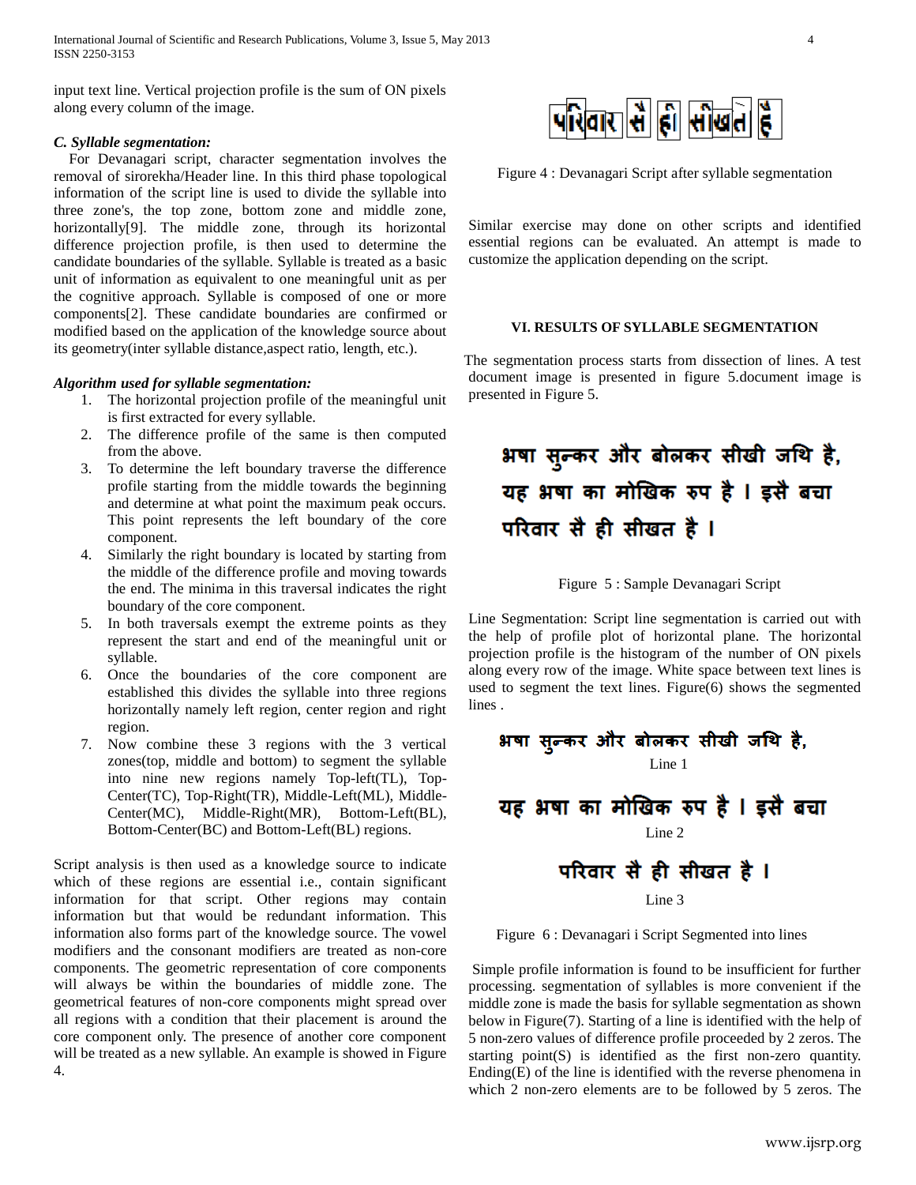input text line. Vertical projection profile is the sum of ON pixels along every column of the image.

### *C. Syllable segmentation:*

For Devanagari script, character segmentation involves the removal of sirorekha/Header line. In this third phase topological information of the script line is used to divide the syllable into three zone's, the top zone, bottom zone and middle zone, horizontally[9]. The middle zone, through its horizontal difference projection profile, is then used to determine the candidate boundaries of the syllable. Syllable is treated as a basic unit of information as equivalent to one meaningful unit as per the cognitive approach. Syllable is composed of one or more components[2]. These candidate boundaries are confirmed or modified based on the application of the knowledge source about its geometry(inter syllable distance,aspect ratio, length, etc.).

#### *Algorithm used for syllable segmentation:*

1. The horizontal projection profile of the meaningful unit is first extracted for every syllable.
2. The difference profile of the same is then computed from the above.
3. To determine the left boundary traverse the difference profile starting from the middle towards the beginning and determine at what point the maximum peak occurs. This point represents the left boundary of the core component.
4. Similarly the right boundary is located by starting from the middle of the difference profile and moving towards the end. The minima in this traversal indicates the right boundary of the core component.
5. In both traversals exempt the extreme points as they represent the start and end of the meaningful unit or syllable.
6. Once the boundaries of the core component are established this divides the syllable into three regions horizontally namely left region, center region and right region.
7. Now combine these 3 regions with the 3 vertical zones(top, middle and bottom) to segment the syllable into nine new regions namely Top-left(TL), Top-Center(TC), Top-Right(TR), Middle-Left(ML), Middle-Center(MC), Middle-Right(MR), Bottom-Left(BL), Bottom-Center(BC) and Bottom-Left(BL) regions.

Script analysis is then used as a knowledge source to indicate which of these regions are essential i.e., contain significant information for that script. Other regions may contain information but that would be redundant information. This information also forms part of the knowledge source. The vowel modifiers and the consonant modifiers are treated as non-core components. The geometric representation of core components will always be within the boundaries of middle zone. The geometrical features of non-core components might spread over all regions with a condition that their placement is around the core component only. The presence of another core component will be treated as a new syllable. An example is showed in Figure 4.

परिवार सै ही सीखत है

Figure 4 : Devanagari Script after syllable segmentation

Similar exercise may done on other scripts and identified essential regions can be evaluated. An attempt is made to customize the application depending on the script.

## VI. RESULTS OF SYLLABLE SEGMENTATION

The segmentation process starts from dissection of lines. A test document image is presented in figure 5.document image is presented in Figure 5.

भषा सुन्कर और बोलकर सीखी जथि है,
यह भषा का मोखिक रुप है । इसै बचा
परिवार सै ही सीखत है ।

Figure 5 : Sample Devanagari Script

Line Segmentation: Script line segmentation is carried out with the help of profile plot of horizontal plane. The horizontal projection profile is the histogram of the number of ON pixels along every row of the image. White space between text lines is used to segment the text lines. Figure(6) shows the segmented lines .

भषा सुन्कर और बोलकर सीखी जथि है,

Line 1

यह भषा का मोखिक रुप है । इसै बचा

Line 2

परिवार सै ही सीखत है ।

Line 3

Figure 6 : Devanagari i Script Segmented into lines

Simple profile information is found to be insufficient for further processing. segmentation of syllables is more convenient if the middle zone is made the basis for syllable segmentation as shown below in Figure(7). Starting of a line is identified with the help of 5 non-zero values of difference profile proceeded by 2 zeros. The starting point(S) is identified as the first non-zero quantity. Ending(E) of the line is identified with the reverse phenomena in which 2 non-zero elements are to be followed by 5 zeros. The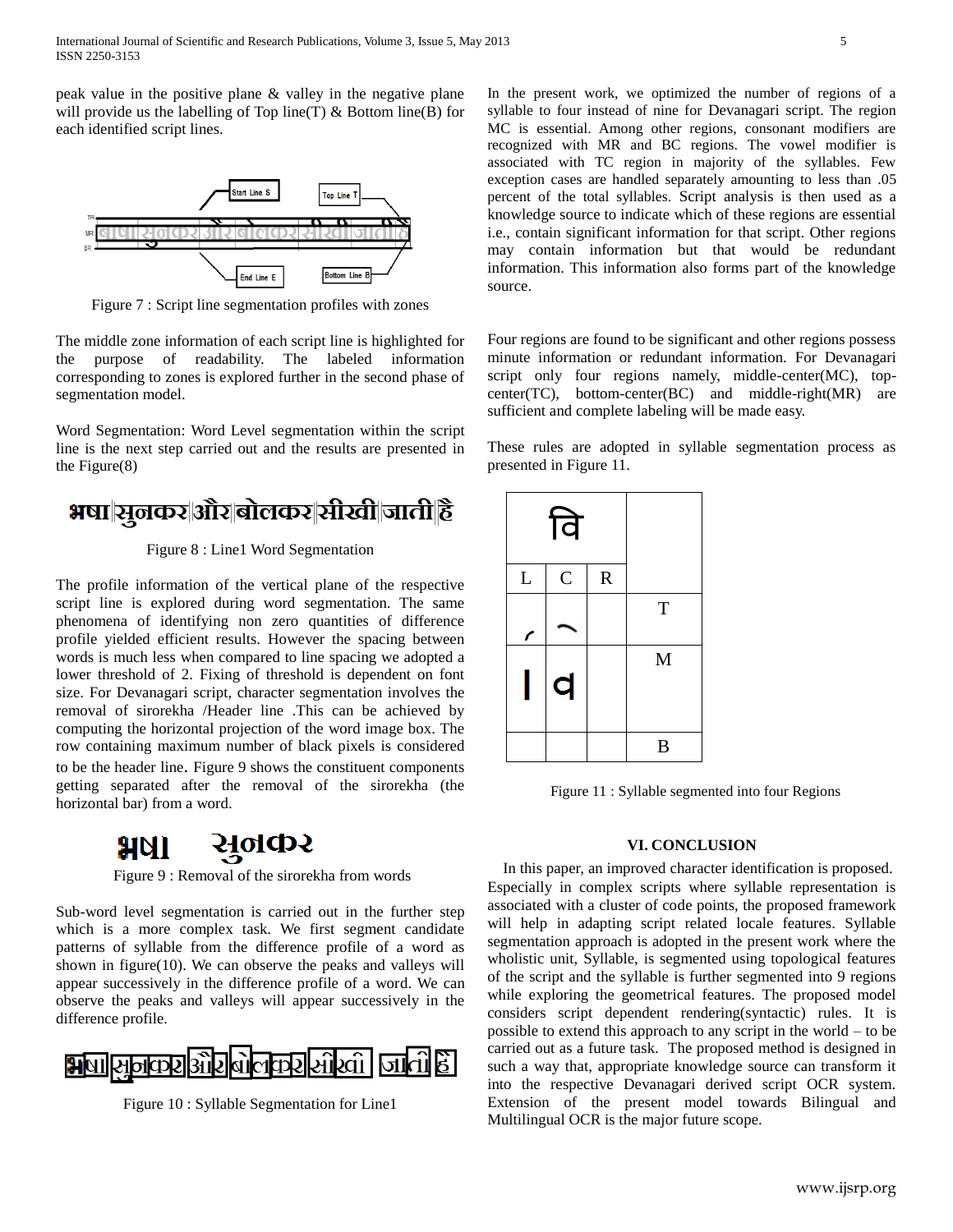peak value in the positive plane & valley in the negative plane will provide us the labelling of Top line(T) & Bottom line(B) for each identified script lines.

Figure 7 : Script line segmentation profiles with zones

The middle zone information of each script line is highlighted for the purpose of readability. The labeled information corresponding to zones is explored further in the second phase of segmentation model.

Word Segmentation: Word Level segmentation within the script line is the next step carried out and the results are presented in the Figure(8)

Figure 8 : Line1 Word Segmentation

The profile information of the vertical plane of the respective script line is explored during word segmentation. The same phenomena of identifying non zero quantities of difference profile yielded efficient results. However the spacing between words is much less when compared to line spacing we adopted a lower threshold of 2. Fixing of threshold is dependent on font size. For Devanagari script, character segmentation involves the removal of sirorekha /Header line .This can be achieved by computing the horizontal projection of the word image box. The row containing maximum number of black pixels is considered to be the header line. Figure 9 shows the constituent components getting separated after the removal of the sirorekha (the horizontal bar) from a word.

Figure 9 : Removal of the sirorekha from words

Sub-word level segmentation is carried out in the further step which is a more complex task. We first segment candidate patterns of syllable from the difference profile of a word as shown in figure(10). We can observe the peaks and valleys will appear successively in the difference profile of a word. We can observe the peaks and valleys will appear successively in the difference profile.

Figure 10 : Syllable Segmentation for Line1

In the present work, we optimized the number of regions of a syllable to four instead of nine for Devanagari script. The region MC is essential. Among other regions, consonant modifiers are recognized with MR and BC regions. The vowel modifier is associated with TC region in majority of the syllables. Few exception cases are handled separately amounting to less than .05 percent of the total syllables. Script analysis is then used as a knowledge source to indicate which of these regions are essential i.e., contain significant information for that script. Other regions may contain information but that would be redundant information. This information also forms part of the knowledge source.

Four regions are found to be significant and other regions possess minute information or redundant information. For Devanagari script only four regions namely, middle-center(MC), top-center(TC), bottom-center(BC) and middle-right(MR) are sufficient and complete labeling will be made easy.

These rules are adopted in syllable segmentation process as presented in Figure 11.

| वि | | | |
|---|---|---|---|
| L | C | R | |
| | | | T |
| ा | व | | M |
| | | | B |

Figure 11 : Syllable segmented into four Regions

## VI. CONCLUSION

In this paper, an improved character identification is proposed. Especially in complex scripts where syllable representation is associated with a cluster of code points, the proposed framework will help in adapting script related locale features. Syllable segmentation approach is adopted in the present work where the wholistic unit, Syllable, is segmented using topological features of the script and the syllable is further segmented into 9 regions while exploring the geometrical features. The proposed model considers script dependent rendering(syntactic) rules. It is possible to extend this approach to any script in the world – to be carried out as a future task. The proposed method is designed in such a way that, appropriate knowledge source can transform it into the respective Devanagari derived script OCR system. Extension of the present model towards Bilingual and Multilingual OCR is the major future scope.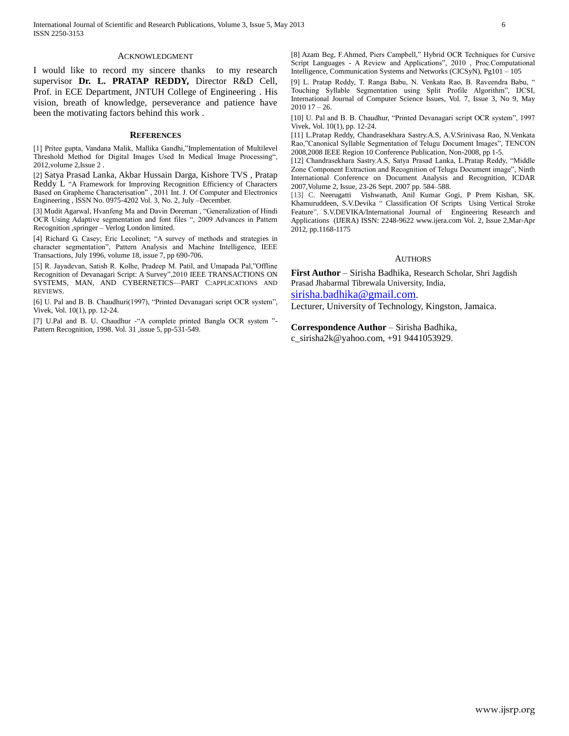## ACKNOWLEDGMENT

I would like to record my sincere thanks to my research supervisor **Dr. L. PRATAP REDDY,** Director R&D Cell, Prof. in ECE Department, JNTUH College of Engineering . His vision, breath of knowledge, perseverance and patience have been the motivating factors behind this work .

## REFERENCES

[1] Pritee gupta, Vandana Malik, Mallika Gandhi,"Implementation of Multilevel Threshold Method for Digital Images Used In Medical Image Processing", 2012,volume 2,Issue 2 .

[2] Satya Prasad Lanka, Akbar Hussain Darga, Kishore TVS , Pratap Reddy L "A Framework for Improving Recognition Efficiency of Characters Based on Grapheme Characterisation" , 2011 Int. J. Of Computer and Electronics Engineering , ISSN No. 0975-4202 Vol. 3, No. 2, July –December.

[3] Mudit Agarwal, Hvanfeng Ma and Davin Doreman , "Generalization of Hindi OCR Using Adaptive segmentation and font files ", 2009 Advances in Pattern Recognition ,springer – Verlog London limited.

[4] Richard G. Casey; Eric Lecolinet; "A survey of methods and strategies in character segmentation", Pattern Analysis and Machine Intelligence, IEEE Transactions, July 1996, volume 18, issue 7, pp 690-706.

[5] R. Jayadevan, Satish R. Kolhe, Pradeep M. Patil, and Umapada Pal,"Offline Recognition of Devanagari Script: A Survey",2010 IEEE TRANSACTIONS ON SYSTEMS, MAN, AND CYBERNETICS—PART C:APPLICATIONS AND REVIEWS.

[6] U. Pal and B. B. Chaudhuri(1997), "Printed Devanagari script OCR system", Vivek, Vol. 10(1), pp. 12-24.

[7] U.Pal and B. U. Chaudhur -"A complete printed Bangla OCR system "- Pattern Recognition, 1998. Vol. 31 ,issue 5, pp-531-549.

[8] Azam Beg, F.Ahmed, Piers Campbell," Hybrid OCR Techniques for Cursive Script Languages - A Review and Applications", 2010 , Proc.Computational Intelligence, Communication Systems and Networks (CICSyN), Pg101 – 105

[9] L. Pratap Reddy, T. Ranga Babu, N. Venkata Rao, B. Raveendra Babu, " Touching Syllable Segmentation using Split Profile Algorithm", IJCSI, International Journal of Computer Science Issues, Vol. 7, Issue 3, No 9, May 2010 17 – 26.

[10] U. Pal and B. B. Chaudhur, "Printed Devanagari script OCR system", 1997 Vivek, Vol. 10(1), pp. 12-24.

[11] L.Pratap Reddy, Chandrasekhara Sastry.A.S, A.V.Srinivasa Rao, N.Venkata Rao,"Canonical Syllable Segmentation of Telugu Document Images", TENCON 2008,2008 IEEE Region 10 Conference Publication, Non-2008, pp 1-5.

[12] Chandrasekhara Sastry.A.S, Satya Prasad Lanka, L.Pratap Reddy, "Middle Zone Component Extraction and Recognition of Telugu Document image", Ninth International Conference on Document Analysis and Recognition, ICDAR 2007,Volume 2, Issue, 23-26 Sept. 2007 pp. 584–588.

[13] C. Neerugatti Vishwanath, Anil Kumar Gogi, P Prem Kishan, SK. Khamuruddeen, S.V.Devika " Classification Of Scripts Using Vertical Stroke Feature", S.V.DEVIKA/International Journal of Engineering Research and Applications (IJERA) ISSN: 2248-9622 www.ijera.com Vol. 2, Issue 2,Mar-Apr 2012, pp.1168-1175

## AUTHORS

**First Author** – Sirisha Badhika, Research Scholar, Shri Jagdish Prasad Jhabarmal Tibrewala University, India, sirisha.badhika@gmail.com.
Lecturer, University of Technology, Kingston, Jamaica.

**Correspondence Author** – Sirisha Badhika, c_sirisha2k@yahoo.com, +91 9441053929.